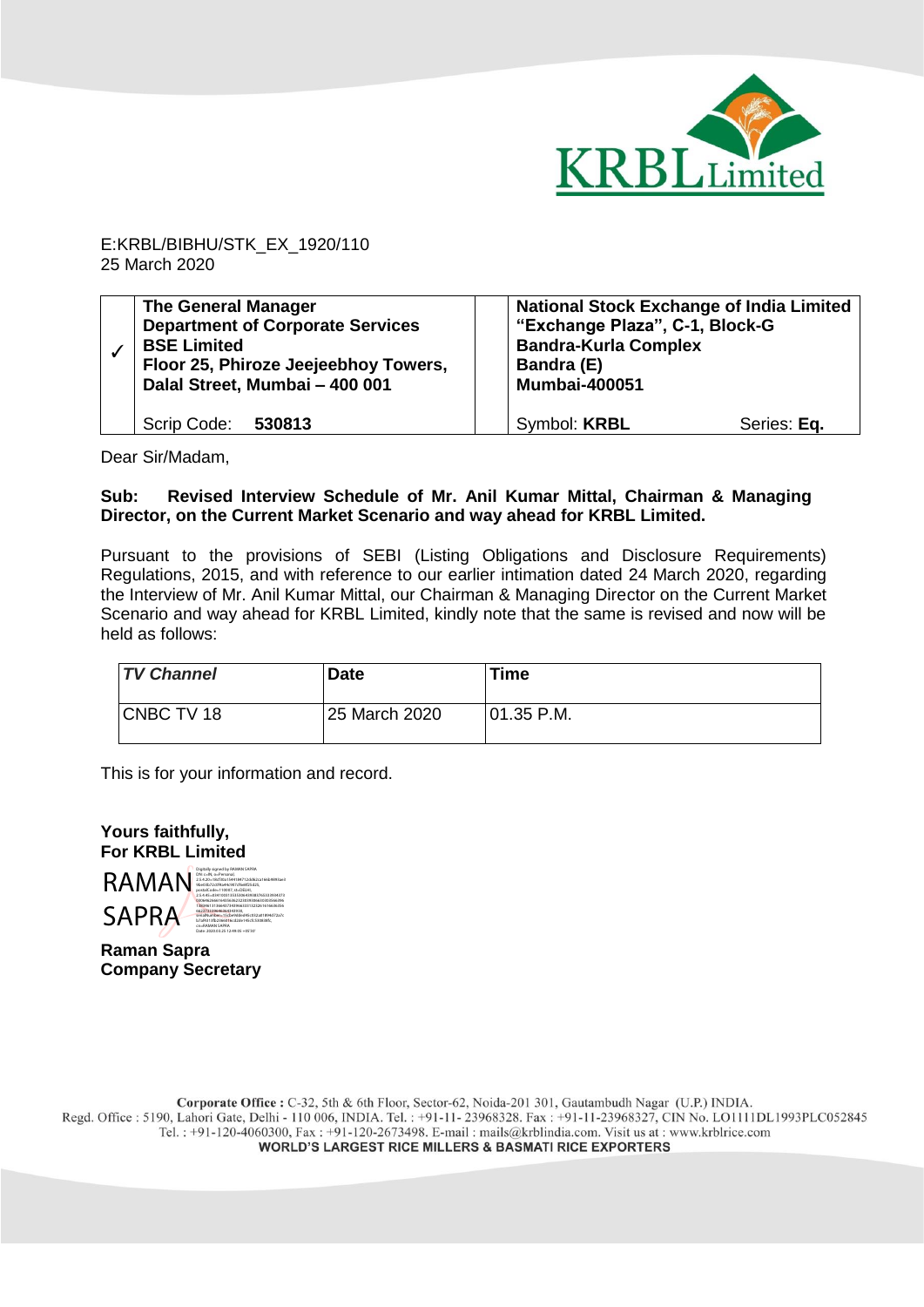E:KRBL/BIBHU/STK_EX_1920/110
25 March 2020

| ✓ | **The General Manager**<br>**Department of Corporate Services**<br>**BSE Limited**<br>**Floor 25, Phiroze Jeejeebhoy Towers,**<br>**Dalal Street, Mumbai – 400 001**<br><br>Scrip Code: **530813** | | **National Stock Exchange of India Limited**<br>**"Exchange Plaza", C-1, Block-G**<br>**Bandra-Kurla Complex**<br>**Bandra (E)**<br>**Mumbai-400051**<br><br>Symbol: **KRBL** Series: **Eq.** |
|---|---|---|---|

Dear Sir/Madam,

**Sub: Revised Interview Schedule of Mr. Anil Kumar Mittal, Chairman & Managing Director, on the Current Market Scenario and way ahead for KRBL Limited.**

Pursuant to the provisions of SEBI (Listing Obligations and Disclosure Requirements) Regulations, 2015, and with reference to our earlier intimation dated 24 March 2020, regarding the Interview of Mr. Anil Kumar Mittal, our Chairman & Managing Director on the Current Market Scenario and way ahead for KRBL Limited, kindly note that the same is revised and now will be held as follows:

| ***TV Channel*** | **Date** | **Time** |
|---|---|---|
| CNBC TV 18 | 25 March 2020 | 01.35 P.M. |

This is for your information and record.

**Yours faithfully,**
**For KRBL Limited**

RAMAN SAPRA

**Raman Sapra**
**Company Secretary**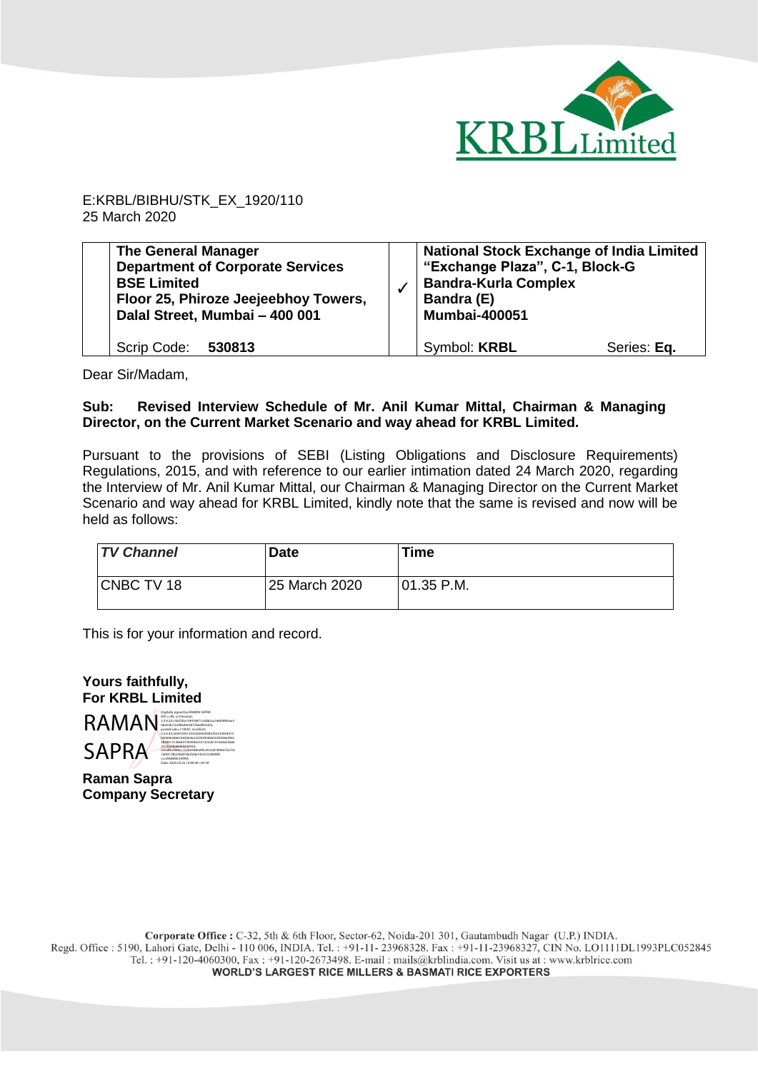E:KRBL/BIBHU/STK_EX_1920/110
25 March 2020

| | | | |
|---|---|---|---|
| | **The General Manager**<br>**Department of Corporate Services**<br>**BSE Limited**<br>**Floor 25, Phiroze Jeejeebhoy Towers,**<br>**Dalal Street, Mumbai – 400 001**<br><br>Scrip Code: **530813** | ✓ | **National Stock Exchange of India Limited**<br>**"Exchange Plaza", C-1, Block-G**<br>**Bandra-Kurla Complex**<br>**Bandra (E)**<br>**Mumbai-400051**<br><br>Symbol: **KRBL** Series: **Eq.** |

Dear Sir/Madam,

**Sub: Revised Interview Schedule of Mr. Anil Kumar Mittal, Chairman & Managing Director, on the Current Market Scenario and way ahead for KRBL Limited.**

Pursuant to the provisions of SEBI (Listing Obligations and Disclosure Requirements) Regulations, 2015, and with reference to our earlier intimation dated 24 March 2020, regarding the Interview of Mr. Anil Kumar Mittal, our Chairman & Managing Director on the Current Market Scenario and way ahead for KRBL Limited, kindly note that the same is revised and now will be held as follows:

| ***TV Channel*** | **Date** | **Time** |
|---|---|---|
| CNBC TV 18 | 25 March 2020 | 01.35 P.M. |

This is for your information and record.

**Yours faithfully,**
**For KRBL Limited**

RAMAN SAPRA

Digitally signed by RAMAN SAPRA
Date: 2020.03.25 12:49:49 +05'30'

**Raman Sapra**
**Company Secretary**

**Corporate Office :** C-32, 5th & 6th Floor, Sector-62, Noida-201 301, Gautambudh Nagar (U.P.) INDIA.
Regd. Office : 5190, Lahori Gate, Delhi - 110 006, INDIA. Tel. : +91-11- 23968328. Fax : +91-11-23968327, CIN No. LO1111DL1993PLC052845
Tel. : +91-120-4060300, Fax : +91-120-2673498. E-mail : mails@krblindia.com. Visit us at : www.krblrice.com
**WORLD'S LARGEST RICE MILLERS & BASMATI RICE EXPORTERS**